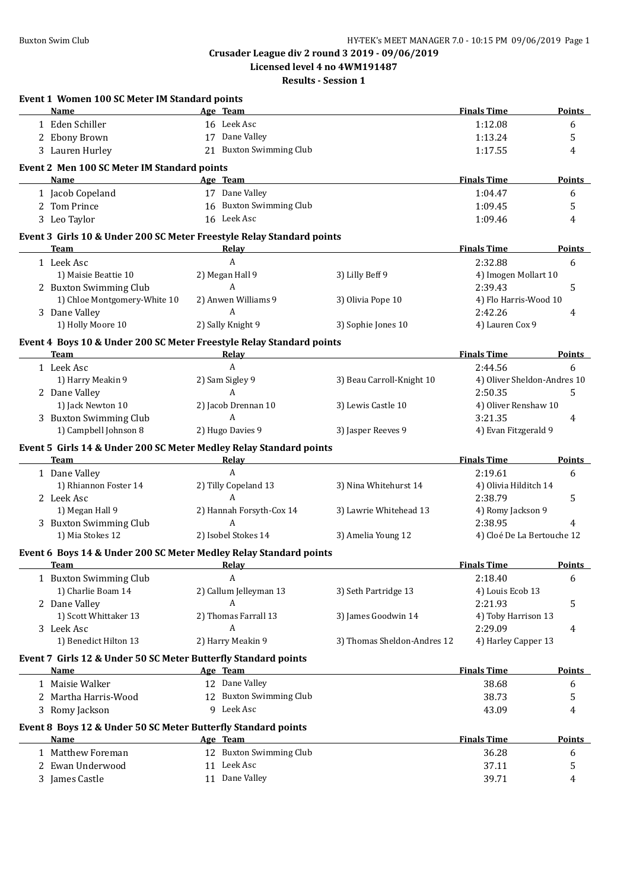## Crusader League div 2 round 3 2019 - 09/06/2019

**Licensed level 4 no 4WM191487**

**Results - Session 1**

### Event 1 Women 100 SC Meter IM Standard points

| | Name | Age | Team | Finals Time | Points |
|---|---|---|---|---|---|
| 1 | Eden Schiller | 16 | Leek Asc | 1:12.08 | 6 |
| 2 | Ebony Brown | 17 | Dane Valley | 1:13.24 | 5 |
| 3 | Lauren Hurley | 21 | Buxton Swimming Club | 1:17.55 | 4 |

### Event 2 Men 100 SC Meter IM Standard points

| | Name | Age | Team | Finals Time | Points |
|---|---|---|---|---|---|
| 1 | Jacob Copeland | 17 | Dane Valley | 1:04.47 | 6 |
| 2 | Tom Prince | 16 | Buxton Swimming Club | 1:09.45 | 5 |
| 3 | Leo Taylor | 16 | Leek Asc | 1:09.46 | 4 |

### Event 3 Girls 10 & Under 200 SC Meter Freestyle Relay Standard points

| | Team | Relay | | Finals Time | Points |
|---|---|---|---|---|---|
| 1 | Leek Asc | A | | 2:32.88 | 6 |
| | 1) Maisie Beattie 10 | 2) Megan Hall 9 | 3) Lilly Beff 9 | 4) Imogen Mollart 10 | |
| 2 | Buxton Swimming Club | A | | 2:39.43 | 5 |
| | 1) Chloe Montgomery-White 10 | 2) Anwen Williams 9 | 3) Olivia Pope 10 | 4) Flo Harris-Wood 10 | |
| 3 | Dane Valley | A | | 2:42.26 | 4 |
| | 1) Holly Moore 10 | 2) Sally Knight 9 | 3) Sophie Jones 10 | 4) Lauren Cox 9 | |

### Event 4 Boys 10 & Under 200 SC Meter Freestyle Relay Standard points

| | Team | Relay | | Finals Time | Points |
|---|---|---|---|---|---|
| 1 | Leek Asc | A | | 2:44.56 | 6 |
| | 1) Harry Meakin 9 | 2) Sam Sigley 9 | 3) Beau Carroll-Knight 10 | 4) Oliver Sheldon-Andres 10 | |
| 2 | Dane Valley | A | | 2:50.35 | 5 |
| | 1) Jack Newton 10 | 2) Jacob Drennan 10 | 3) Lewis Castle 10 | 4) Oliver Renshaw 10 | |
| 3 | Buxton Swimming Club | A | | 3:21.35 | 4 |
| | 1) Campbell Johnson 8 | 2) Hugo Davies 9 | 3) Jasper Reeves 9 | 4) Evan Fitzgerald 9 | |

### Event 5 Girls 14 & Under 200 SC Meter Medley Relay Standard points

| | Team | Relay | | Finals Time | Points |
|---|---|---|---|---|---|
| 1 | Dane Valley | A | | 2:19.61 | 6 |
| | 1) Rhiannon Foster 14 | 2) Tilly Copeland 13 | 3) Nina Whitehurst 14 | 4) Olivia Hilditch 14 | |
| 2 | Leek Asc | A | | 2:38.79 | 5 |
| | 1) Megan Hall 9 | 2) Hannah Forsyth-Cox 14 | 3) Lawrie Whitehead 13 | 4) Romy Jackson 9 | |
| 3 | Buxton Swimming Club | A | | 2:38.95 | 4 |
| | 1) Mia Stokes 12 | 2) Isobel Stokes 14 | 3) Amelia Young 12 | 4) Cloé De La Bertouche 12 | |

### Event 6 Boys 14 & Under 200 SC Meter Medley Relay Standard points

| | Team | Relay | | Finals Time | Points |
|---|---|---|---|---|---|
| 1 | Buxton Swimming Club | A | | 2:18.40 | 6 |
| | 1) Charlie Boam 14 | 2) Callum Jelleyman 13 | 3) Seth Partridge 13 | 4) Louis Ecob 13 | |
| 2 | Dane Valley | A | | 2:21.93 | 5 |
| | 1) Scott Whittaker 13 | 2) Thomas Farrall 13 | 3) James Goodwin 14 | 4) Toby Harrison 13 | |
| 3 | Leek Asc | A | | 2:29.09 | 4 |
| | 1) Benedict Hilton 13 | 2) Harry Meakin 9 | 3) Thomas Sheldon-Andres 12 | 4) Harley Capper 13 | |

### Event 7 Girls 12 & Under 50 SC Meter Butterfly Standard points

| | Name | Age | Team | Finals Time | Points |
|---|---|---|---|---|---|
| 1 | Maisie Walker | 12 | Dane Valley | 38.68 | 6 |
| 2 | Martha Harris-Wood | 12 | Buxton Swimming Club | 38.73 | 5 |
| 3 | Romy Jackson | 9 | Leek Asc | 43.09 | 4 |

### Event 8 Boys 12 & Under 50 SC Meter Butterfly Standard points

| | Name | Age | Team | Finals Time | Points |
|---|---|---|---|---|---|
| 1 | Matthew Foreman | 12 | Buxton Swimming Club | 36.28 | 6 |
| 2 | Ewan Underwood | 11 | Leek Asc | 37.11 | 5 |
| 3 | James Castle | 11 | Dane Valley | 39.71 | 4 |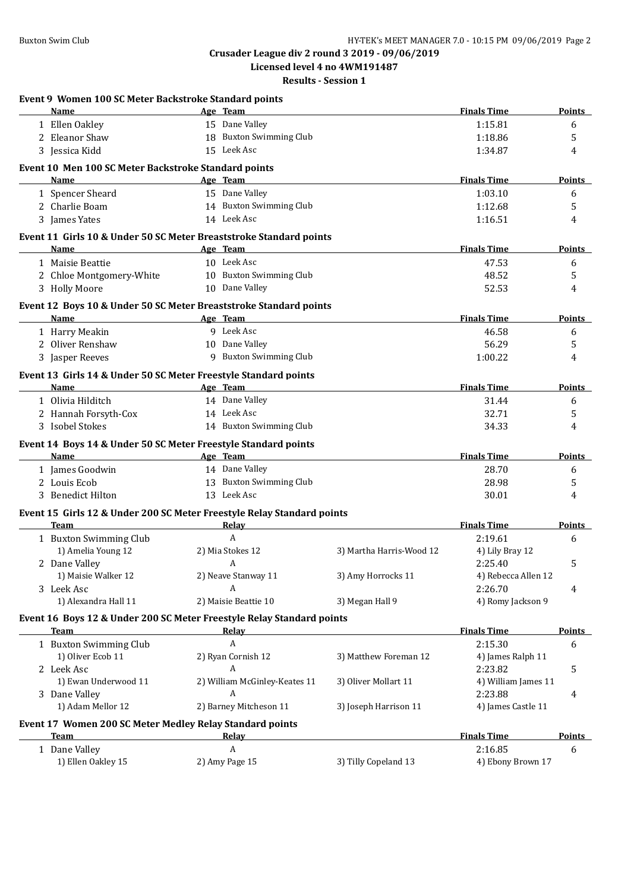**Crusader League div 2 round 3 2019 - 09/06/2019**
**Licensed level 4 no 4WM191487**
**Results - Session 1**

### Event 9 Women 100 SC Meter Backstroke Standard points

| | Name | Age | Team | Finals Time | Points |
|---|---|---|---|---|---|
| 1 | Ellen Oakley | 15 | Dane Valley | 1:15.81 | 6 |
| 2 | Eleanor Shaw | 18 | Buxton Swimming Club | 1:18.86 | 5 |
| 3 | Jessica Kidd | 15 | Leek Asc | 1:34.87 | 4 |

### Event 10 Men 100 SC Meter Backstroke Standard points

| | Name | Age | Team | Finals Time | Points |
|---|---|---|---|---|---|
| 1 | Spencer Sheard | 15 | Dane Valley | 1:03.10 | 6 |
| 2 | Charlie Boam | 14 | Buxton Swimming Club | 1:12.68 | 5 |
| 3 | James Yates | 14 | Leek Asc | 1:16.51 | 4 |

### Event 11 Girls 10 & Under 50 SC Meter Breaststroke Standard points

| | Name | Age | Team | Finals Time | Points |
|---|---|---|---|---|---|
| 1 | Maisie Beattie | 10 | Leek Asc | 47.53 | 6 |
| 2 | Chloe Montgomery-White | 10 | Buxton Swimming Club | 48.52 | 5 |
| 3 | Holly Moore | 10 | Dane Valley | 52.53 | 4 |

### Event 12 Boys 10 & Under 50 SC Meter Breaststroke Standard points

| | Name | Age | Team | Finals Time | Points |
|---|---|---|---|---|---|
| 1 | Harry Meakin | 9 | Leek Asc | 46.58 | 6 |
| 2 | Oliver Renshaw | 10 | Dane Valley | 56.29 | 5 |
| 3 | Jasper Reeves | 9 | Buxton Swimming Club | 1:00.22 | 4 |

### Event 13 Girls 14 & Under 50 SC Meter Freestyle Standard points

| | Name | Age | Team | Finals Time | Points |
|---|---|---|---|---|---|
| 1 | Olivia Hilditch | 14 | Dane Valley | 31.44 | 6 |
| 2 | Hannah Forsyth-Cox | 14 | Leek Asc | 32.71 | 5 |
| 3 | Isobel Stokes | 14 | Buxton Swimming Club | 34.33 | 4 |

### Event 14 Boys 14 & Under 50 SC Meter Freestyle Standard points

| | Name | Age | Team | Finals Time | Points |
|---|---|---|---|---|---|
| 1 | James Goodwin | 14 | Dane Valley | 28.70 | 6 |
| 2 | Louis Ecob | 13 | Buxton Swimming Club | 28.98 | 5 |
| 3 | Benedict Hilton | 13 | Leek Asc | 30.01 | 4 |

### Event 15 Girls 12 & Under 200 SC Meter Freestyle Relay Standard points

| | Team | Relay | | Finals Time | Points |
|---|---|---|---|---|---|
| 1 | Buxton Swimming Club | A | | 2:19.61 | 6 |
| | 1) Amelia Young 12 | 2) Mia Stokes 12 | 3) Martha Harris-Wood 12 | 4) Lily Bray 12 | |
| 2 | Dane Valley | A | | 2:25.40 | 5 |
| | 1) Maisie Walker 12 | 2) Neave Stanway 11 | 3) Amy Horrocks 11 | 4) Rebecca Allen 12 | |
| 3 | Leek Asc | A | | 2:26.70 | 4 |
| | 1) Alexandra Hall 11 | 2) Maisie Beattie 10 | 3) Megan Hall 9 | 4) Romy Jackson 9 | |

### Event 16 Boys 12 & Under 200 SC Meter Freestyle Relay Standard points

| | Team | Relay | | Finals Time | Points |
|---|---|---|---|---|---|
| 1 | Buxton Swimming Club | A | | 2:15.30 | 6 |
| | 1) Oliver Ecob 11 | 2) Ryan Cornish 12 | 3) Matthew Foreman 12 | 4) James Ralph 11 | |
| 2 | Leek Asc | A | | 2:23.82 | 5 |
| | 1) Ewan Underwood 11 | 2) William McGinley-Keates 11 | 3) Oliver Mollart 11 | 4) William James 11 | |
| 3 | Dane Valley | A | | 2:23.88 | 4 |
| | 1) Adam Mellor 12 | 2) Barney Mitcheson 11 | 3) Joseph Harrison 11 | 4) James Castle 11 | |

### Event 17 Women 200 SC Meter Medley Relay Standard points

| | Team | Relay | | Finals Time | Points |
|---|---|---|---|---|---|
| 1 | Dane Valley | A | | 2:16.85 | 6 |
| | 1) Ellen Oakley 15 | 2) Amy Page 15 | 3) Tilly Copeland 13 | 4) Ebony Brown 17 | |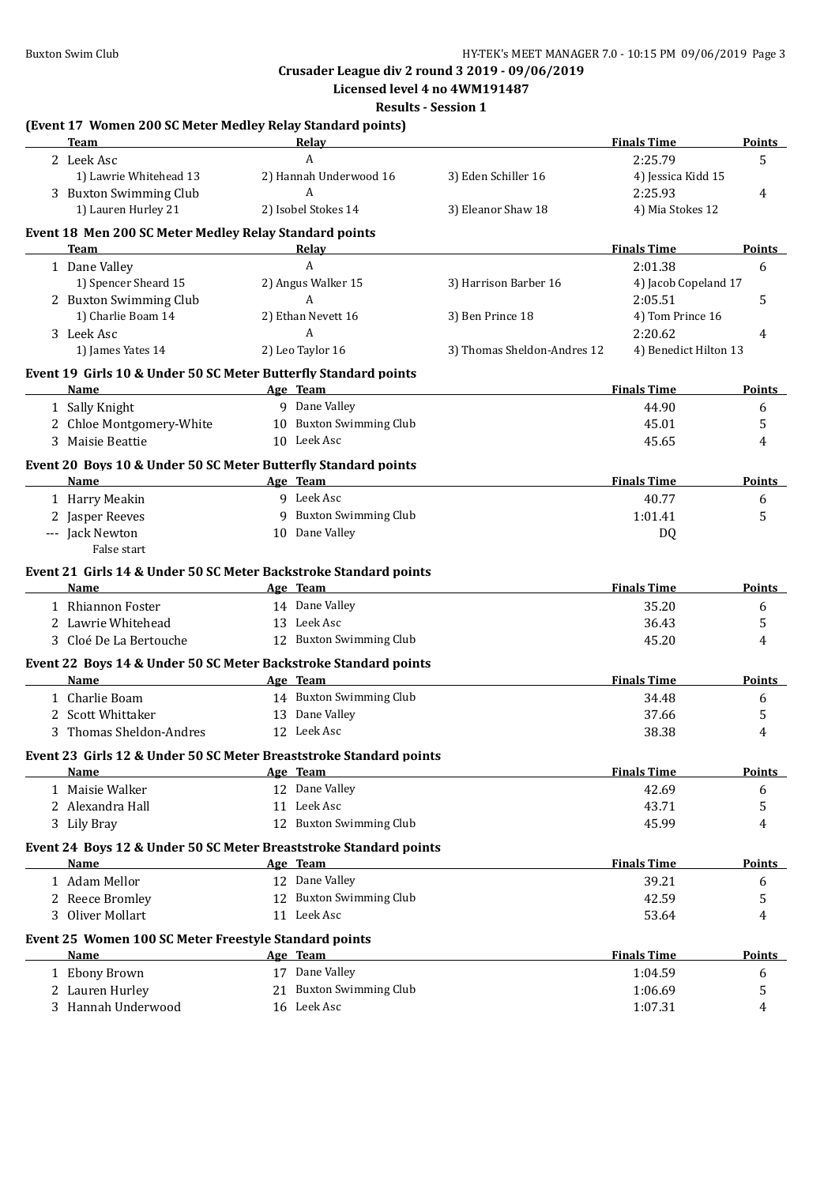Crusader League div 2 round 3 2019 - 09/06/2019

Licensed level 4 no 4WM191487

Results - Session 1

### (Event 17 Women 200 SC Meter Medley Relay Standard points)

| Team | Relay | | Finals Time | Points |
|---|---|---|---|---|
| 2 Leek Asc | A | | 2:25.79 | 5 |
| 1) Lawrie Whitehead 13 | 2) Hannah Underwood 16 | 3) Eden Schiller 16 | 4) Jessica Kidd 15 | |
| 3 Buxton Swimming Club | A | | 2:25.93 | 4 |
| 1) Lauren Hurley 21 | 2) Isobel Stokes 14 | 3) Eleanor Shaw 18 | 4) Mia Stokes 12 | |

### Event 18 Men 200 SC Meter Medley Relay Standard points

| Team | Relay | | Finals Time | Points |
|---|---|---|---|---|
| 1 Dane Valley | A | | 2:01.38 | 6 |
| 1) Spencer Sheard 15 | 2) Angus Walker 15 | 3) Harrison Barber 16 | 4) Jacob Copeland 17 | |
| 2 Buxton Swimming Club | A | | 2:05.51 | 5 |
| 1) Charlie Boam 14 | 2) Ethan Nevett 16 | 3) Ben Prince 18 | 4) Tom Prince 16 | |
| 3 Leek Asc | A | | 2:20.62 | 4 |
| 1) James Yates 14 | 2) Leo Taylor 16 | 3) Thomas Sheldon-Andres 12 | 4) Benedict Hilton 13 | |

### Event 19 Girls 10 & Under 50 SC Meter Butterfly Standard points

| Name | Age | Team | Finals Time | Points |
|---|---|---|---|---|
| 1 Sally Knight | 9 | Dane Valley | 44.90 | 6 |
| 2 Chloe Montgomery-White | 10 | Buxton Swimming Club | 45.01 | 5 |
| 3 Maisie Beattie | 10 | Leek Asc | 45.65 | 4 |

### Event 20 Boys 10 & Under 50 SC Meter Butterfly Standard points

| Name | Age | Team | Finals Time | Points |
|---|---|---|---|---|
| 1 Harry Meakin | 9 | Leek Asc | 40.77 | 6 |
| 2 Jasper Reeves | 9 | Buxton Swimming Club | 1:01.41 | 5 |
| --- Jack Newton | 10 | Dane Valley | DQ | |
| False start | | | | |

### Event 21 Girls 14 & Under 50 SC Meter Backstroke Standard points

| Name | Age | Team | Finals Time | Points |
|---|---|---|---|---|
| 1 Rhiannon Foster | 14 | Dane Valley | 35.20 | 6 |
| 2 Lawrie Whitehead | 13 | Leek Asc | 36.43 | 5 |
| 3 Cloé De La Bertouche | 12 | Buxton Swimming Club | 45.20 | 4 |

### Event 22 Boys 14 & Under 50 SC Meter Backstroke Standard points

| Name | Age | Team | Finals Time | Points |
|---|---|---|---|---|
| 1 Charlie Boam | 14 | Buxton Swimming Club | 34.48 | 6 |
| 2 Scott Whittaker | 13 | Dane Valley | 37.66 | 5 |
| 3 Thomas Sheldon-Andres | 12 | Leek Asc | 38.38 | 4 |

### Event 23 Girls 12 & Under 50 SC Meter Breaststroke Standard points

| Name | Age | Team | Finals Time | Points |
|---|---|---|---|---|
| 1 Maisie Walker | 12 | Dane Valley | 42.69 | 6 |
| 2 Alexandra Hall | 11 | Leek Asc | 43.71 | 5 |
| 3 Lily Bray | 12 | Buxton Swimming Club | 45.99 | 4 |

### Event 24 Boys 12 & Under 50 SC Meter Breaststroke Standard points

| Name | Age | Team | Finals Time | Points |
|---|---|---|---|---|
| 1 Adam Mellor | 12 | Dane Valley | 39.21 | 6 |
| 2 Reece Bromley | 12 | Buxton Swimming Club | 42.59 | 5 |
| 3 Oliver Mollart | 11 | Leek Asc | 53.64 | 4 |

### Event 25 Women 100 SC Meter Freestyle Standard points

| Name | Age | Team | Finals Time | Points |
|---|---|---|---|---|
| 1 Ebony Brown | 17 | Dane Valley | 1:04.59 | 6 |
| 2 Lauren Hurley | 21 | Buxton Swimming Club | 1:06.69 | 5 |
| 3 Hannah Underwood | 16 | Leek Asc | 1:07.31 | 4 |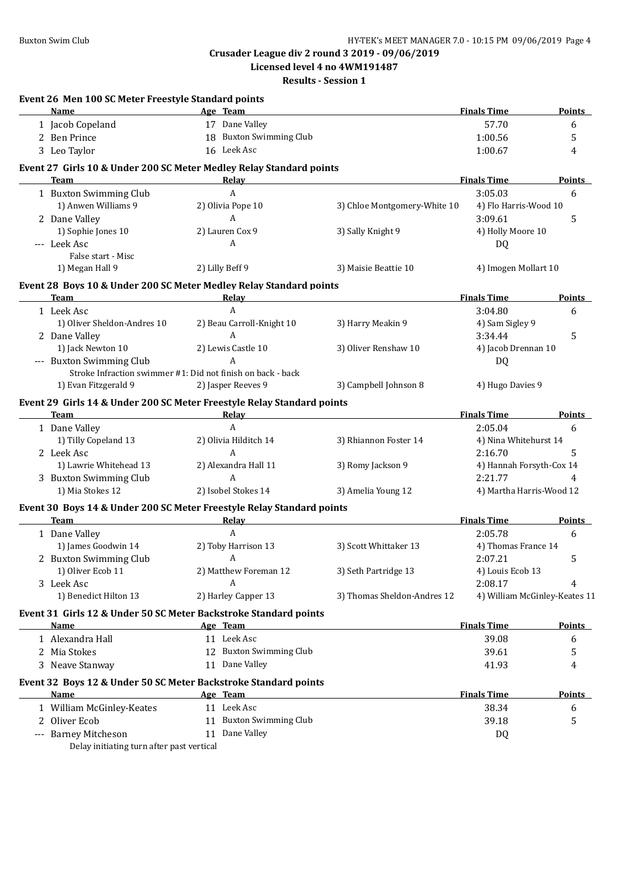Crusader League div 2 round 3 2019 - 09/06/2019
Licensed level 4 no 4WM191487
Results - Session 1

### Event 26 Men 100 SC Meter Freestyle Standard points

| | Name | Age | Team | Finals Time | Points |
|---|---|---|---|---|---|
| 1 | Jacob Copeland | 17 | Dane Valley | 57.70 | 6 |
| 2 | Ben Prince | 18 | Buxton Swimming Club | 1:00.56 | 5 |
| 3 | Leo Taylor | 16 | Leek Asc | 1:00.67 | 4 |

### Event 27 Girls 10 & Under 200 SC Meter Medley Relay Standard points

| | Team | Relay | | Finals Time | Points |
|---|---|---|---|---|---|
| 1 | Buxton Swimming Club | A | | 3:05.03 | 6 |
| | 1) Anwen Williams 9 | 2) Olivia Pope 10 | 3) Chloe Montgomery-White 10 | 4) Flo Harris-Wood 10 | |
| 2 | Dane Valley | A | | 3:09.61 | 5 |
| | 1) Sophie Jones 10 | 2) Lauren Cox 9 | 3) Sally Knight 9 | 4) Holly Moore 10 | |
| --- | Leek Asc | A | | DQ | |
| | False start - Misc | | | | |
| | 1) Megan Hall 9 | 2) Lilly Beff 9 | 3) Maisie Beattie 10 | 4) Imogen Mollart 10 | |

### Event 28 Boys 10 & Under 200 SC Meter Medley Relay Standard points

| | Team | Relay | | Finals Time | Points |
|---|---|---|---|---|---|
| 1 | Leek Asc | A | | 3:04.80 | 6 |
| | 1) Oliver Sheldon-Andres 10 | 2) Beau Carroll-Knight 10 | 3) Harry Meakin 9 | 4) Sam Sigley 9 | |
| 2 | Dane Valley | A | | 3:34.44 | 5 |
| | 1) Jack Newton 10 | 2) Lewis Castle 10 | 3) Oliver Renshaw 10 | 4) Jacob Drennan 10 | |
| --- | Buxton Swimming Club | A | | DQ | |
| | Stroke Infraction swimmer #1: Did not finish on back - back | | | | |
| | 1) Evan Fitzgerald 9 | 2) Jasper Reeves 9 | 3) Campbell Johnson 8 | 4) Hugo Davies 9 | |

### Event 29 Girls 14 & Under 200 SC Meter Freestyle Relay Standard points

| | Team | Relay | | Finals Time | Points |
|---|---|---|---|---|---|
| 1 | Dane Valley | A | | 2:05.04 | 6 |
| | 1) Tilly Copeland 13 | 2) Olivia Hilditch 14 | 3) Rhiannon Foster 14 | 4) Nina Whitehurst 14 | |
| 2 | Leek Asc | A | | 2:16.70 | 5 |
| | 1) Lawrie Whitehead 13 | 2) Alexandra Hall 11 | 3) Romy Jackson 9 | 4) Hannah Forsyth-Cox 14 | |
| 3 | Buxton Swimming Club | A | | 2:21.77 | 4 |
| | 1) Mia Stokes 12 | 2) Isobel Stokes 14 | 3) Amelia Young 12 | 4) Martha Harris-Wood 12 | |

### Event 30 Boys 14 & Under 200 SC Meter Freestyle Relay Standard points

| | Team | Relay | | Finals Time | Points |
|---|---|---|---|---|---|
| 1 | Dane Valley | A | | 2:05.78 | 6 |
| | 1) James Goodwin 14 | 2) Toby Harrison 13 | 3) Scott Whittaker 13 | 4) Thomas France 14 | |
| 2 | Buxton Swimming Club | A | | 2:07.21 | 5 |
| | 1) Oliver Ecob 11 | 2) Matthew Foreman 12 | 3) Seth Partridge 13 | 4) Louis Ecob 13 | |
| 3 | Leek Asc | A | | 2:08.17 | 4 |
| | 1) Benedict Hilton 13 | 2) Harley Capper 13 | 3) Thomas Sheldon-Andres 12 | 4) William McGinley-Keates 11 | |

### Event 31 Girls 12 & Under 50 SC Meter Backstroke Standard points

| | Name | Age | Team | Finals Time | Points |
|---|---|---|---|---|---|
| 1 | Alexandra Hall | 11 | Leek Asc | 39.08 | 6 |
| 2 | Mia Stokes | 12 | Buxton Swimming Club | 39.61 | 5 |
| 3 | Neave Stanway | 11 | Dane Valley | 41.93 | 4 |

### Event 32 Boys 12 & Under 50 SC Meter Backstroke Standard points

| | Name | Age | Team | Finals Time | Points |
|---|---|---|---|---|---|
| 1 | William McGinley-Keates | 11 | Leek Asc | 38.34 | 6 |
| 2 | Oliver Ecob | 11 | Buxton Swimming Club | 39.18 | 5 |
| --- | Barney Mitcheson | 11 | Dane Valley | DQ | |
| | Delay initiating turn after past vertical | | | | |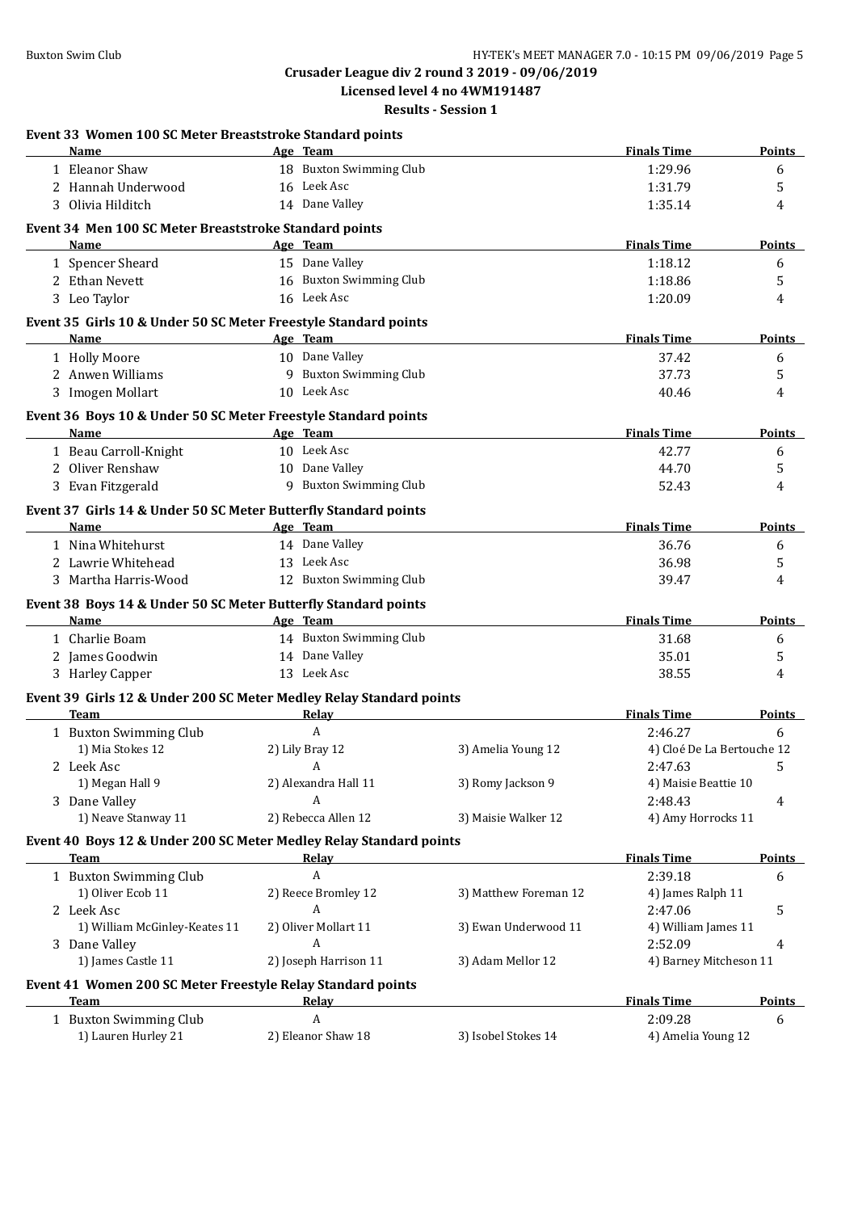**Crusader League div 2 round 3 2019 - 09/06/2019**
**Licensed level 4 no 4WM191487**
**Results - Session 1**

### Event 33 Women 100 SC Meter Breaststroke Standard points

| | Name | Age | Team | Finals Time | Points |
|---|---|---|---|---|---|
| 1 | Eleanor Shaw | 18 | Buxton Swimming Club | 1:29.96 | 6 |
| 2 | Hannah Underwood | 16 | Leek Asc | 1:31.79 | 5 |
| 3 | Olivia Hilditch | 14 | Dane Valley | 1:35.14 | 4 |

### Event 34 Men 100 SC Meter Breaststroke Standard points

| | Name | Age | Team | Finals Time | Points |
|---|---|---|---|---|---|
| 1 | Spencer Sheard | 15 | Dane Valley | 1:18.12 | 6 |
| 2 | Ethan Nevett | 16 | Buxton Swimming Club | 1:18.86 | 5 |
| 3 | Leo Taylor | 16 | Leek Asc | 1:20.09 | 4 |

### Event 35 Girls 10 & Under 50 SC Meter Freestyle Standard points

| | Name | Age | Team | Finals Time | Points |
|---|---|---|---|---|---|
| 1 | Holly Moore | 10 | Dane Valley | 37.42 | 6 |
| 2 | Anwen Williams | 9 | Buxton Swimming Club | 37.73 | 5 |
| 3 | Imogen Mollart | 10 | Leek Asc | 40.46 | 4 |

### Event 36 Boys 10 & Under 50 SC Meter Freestyle Standard points

| | Name | Age | Team | Finals Time | Points |
|---|---|---|---|---|---|
| 1 | Beau Carroll-Knight | 10 | Leek Asc | 42.77 | 6 |
| 2 | Oliver Renshaw | 10 | Dane Valley | 44.70 | 5 |
| 3 | Evan Fitzgerald | 9 | Buxton Swimming Club | 52.43 | 4 |

### Event 37 Girls 14 & Under 50 SC Meter Butterfly Standard points

| | Name | Age | Team | Finals Time | Points |
|---|---|---|---|---|---|
| 1 | Nina Whitehurst | 14 | Dane Valley | 36.76 | 6 |
| 2 | Lawrie Whitehead | 13 | Leek Asc | 36.98 | 5 |
| 3 | Martha Harris-Wood | 12 | Buxton Swimming Club | 39.47 | 4 |

### Event 38 Boys 14 & Under 50 SC Meter Butterfly Standard points

| | Name | Age | Team | Finals Time | Points |
|---|---|---|---|---|---|
| 1 | Charlie Boam | 14 | Buxton Swimming Club | 31.68 | 6 |
| 2 | James Goodwin | 14 | Dane Valley | 35.01 | 5 |
| 3 | Harley Capper | 13 | Leek Asc | 38.55 | 4 |

### Event 39 Girls 12 & Under 200 SC Meter Medley Relay Standard points

| | Team | Relay | | Finals Time | Points |
|---|---|---|---|---|---|
| 1 | Buxton Swimming Club | A | | 2:46.27 | 6 |
| | 1) Mia Stokes 12 | 2) Lily Bray 12 | 3) Amelia Young 12 | 4) Cloé De La Bertouche 12 | |
| 2 | Leek Asc | A | | 2:47.63 | 5 |
| | 1) Megan Hall 9 | 2) Alexandra Hall 11 | 3) Romy Jackson 9 | 4) Maisie Beattie 10 | |
| 3 | Dane Valley | A | | 2:48.43 | 4 |
| | 1) Neave Stanway 11 | 2) Rebecca Allen 12 | 3) Maisie Walker 12 | 4) Amy Horrocks 11 | |

### Event 40 Boys 12 & Under 200 SC Meter Medley Relay Standard points

| | Team | Relay | | Finals Time | Points |
|---|---|---|---|---|---|
| 1 | Buxton Swimming Club | A | | 2:39.18 | 6 |
| | 1) Oliver Ecob 11 | 2) Reece Bromley 12 | 3) Matthew Foreman 12 | 4) James Ralph 11 | |
| 2 | Leek Asc | A | | 2:47.06 | 5 |
| | 1) William McGinley-Keates 11 | 2) Oliver Mollart 11 | 3) Ewan Underwood 11 | 4) William James 11 | |
| 3 | Dane Valley | A | | 2:52.09 | 4 |
| | 1) James Castle 11 | 2) Joseph Harrison 11 | 3) Adam Mellor 12 | 4) Barney Mitcheson 11 | |

### Event 41 Women 200 SC Meter Freestyle Relay Standard points

| | Team | Relay | | Finals Time | Points |
|---|---|---|---|---|---|
| 1 | Buxton Swimming Club | A | | 2:09.28 | 6 |
| | 1) Lauren Hurley 21 | 2) Eleanor Shaw 18 | 3) Isobel Stokes 14 | 4) Amelia Young 12 | |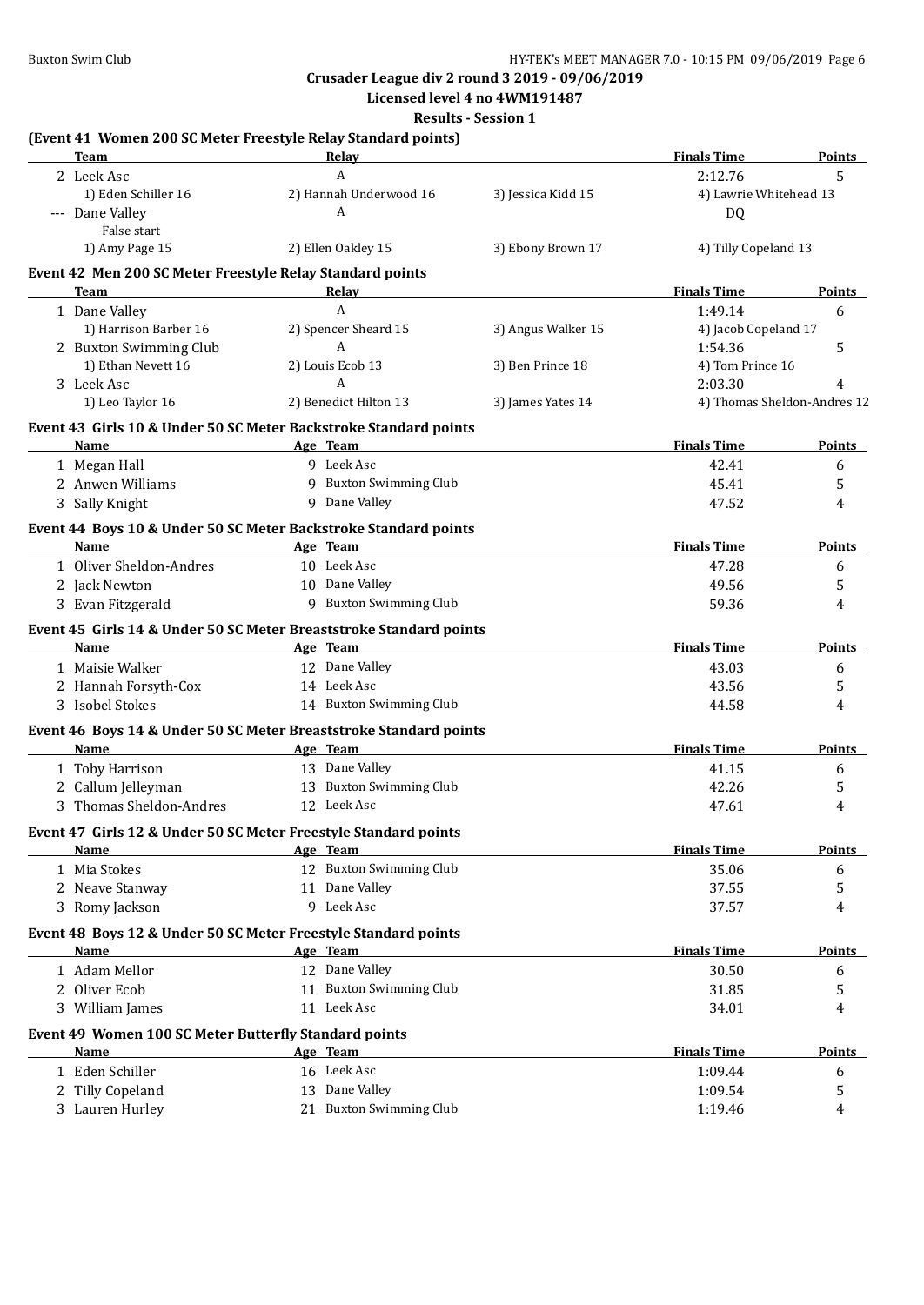**Crusader League div 2 round 3 2019 - 09/06/2019**

**Licensed level 4 no 4WM191487**

**Results - Session 1**

### (Event 41 Women 200 SC Meter Freestyle Relay Standard points)

| | Team | Relay | | Finals Time | Points |
|---|---|---|---|---|---|
| 2 | Leek Asc | A | | 2:12.76 | 5 |
| | 1) Eden Schiller 16 | 2) Hannah Underwood 16 | 3) Jessica Kidd 15 | 4) Lawrie Whitehead 13 | |
| --- | Dane Valley | A | | DQ | |
| | False start | | | | |
| | 1) Amy Page 15 | 2) Ellen Oakley 15 | 3) Ebony Brown 17 | 4) Tilly Copeland 13 | |

### Event 42 Men 200 SC Meter Freestyle Relay Standard points

| | Team | Relay | | Finals Time | Points |
|---|---|---|---|---|---|
| 1 | Dane Valley | A | | 1:49.14 | 6 |
| | 1) Harrison Barber 16 | 2) Spencer Sheard 15 | 3) Angus Walker 15 | 4) Jacob Copeland 17 | |
| 2 | Buxton Swimming Club | A | | 1:54.36 | 5 |
| | 1) Ethan Nevett 16 | 2) Louis Ecob 13 | 3) Ben Prince 18 | 4) Tom Prince 16 | |
| 3 | Leek Asc | A | | 2:03.30 | 4 |
| | 1) Leo Taylor 16 | 2) Benedict Hilton 13 | 3) James Yates 14 | 4) Thomas Sheldon-Andres 12 | |

### Event 43 Girls 10 & Under 50 SC Meter Backstroke Standard points

| | Name | Age | Team | Finals Time | Points |
|---|---|---|---|---|---|
| 1 | Megan Hall | 9 | Leek Asc | 42.41 | 6 |
| 2 | Anwen Williams | 9 | Buxton Swimming Club | 45.41 | 5 |
| 3 | Sally Knight | 9 | Dane Valley | 47.52 | 4 |

### Event 44 Boys 10 & Under 50 SC Meter Backstroke Standard points

| | Name | Age | Team | Finals Time | Points |
|---|---|---|---|---|---|
| 1 | Oliver Sheldon-Andres | 10 | Leek Asc | 47.28 | 6 |
| 2 | Jack Newton | 10 | Dane Valley | 49.56 | 5 |
| 3 | Evan Fitzgerald | 9 | Buxton Swimming Club | 59.36 | 4 |

### Event 45 Girls 14 & Under 50 SC Meter Breaststroke Standard points

| | Name | Age | Team | Finals Time | Points |
|---|---|---|---|---|---|
| 1 | Maisie Walker | 12 | Dane Valley | 43.03 | 6 |
| 2 | Hannah Forsyth-Cox | 14 | Leek Asc | 43.56 | 5 |
| 3 | Isobel Stokes | 14 | Buxton Swimming Club | 44.58 | 4 |

### Event 46 Boys 14 & Under 50 SC Meter Breaststroke Standard points

| | Name | Age | Team | Finals Time | Points |
|---|---|---|---|---|---|
| 1 | Toby Harrison | 13 | Dane Valley | 41.15 | 6 |
| 2 | Callum Jelleyman | 13 | Buxton Swimming Club | 42.26 | 5 |
| 3 | Thomas Sheldon-Andres | 12 | Leek Asc | 47.61 | 4 |

### Event 47 Girls 12 & Under 50 SC Meter Freestyle Standard points

| | Name | Age | Team | Finals Time | Points |
|---|---|---|---|---|---|
| 1 | Mia Stokes | 12 | Buxton Swimming Club | 35.06 | 6 |
| 2 | Neave Stanway | 11 | Dane Valley | 37.55 | 5 |
| 3 | Romy Jackson | 9 | Leek Asc | 37.57 | 4 |

### Event 48 Boys 12 & Under 50 SC Meter Freestyle Standard points

| | Name | Age | Team | Finals Time | Points |
|---|---|---|---|---|---|
| 1 | Adam Mellor | 12 | Dane Valley | 30.50 | 6 |
| 2 | Oliver Ecob | 11 | Buxton Swimming Club | 31.85 | 5 |
| 3 | William James | 11 | Leek Asc | 34.01 | 4 |

### Event 49 Women 100 SC Meter Butterfly Standard points

| | Name | Age | Team | Finals Time | Points |
|---|---|---|---|---|---|
| 1 | Eden Schiller | 16 | Leek Asc | 1:09.44 | 6 |
| 2 | Tilly Copeland | 13 | Dane Valley | 1:09.54 | 5 |
| 3 | Lauren Hurley | 21 | Buxton Swimming Club | 1:19.46 | 4 |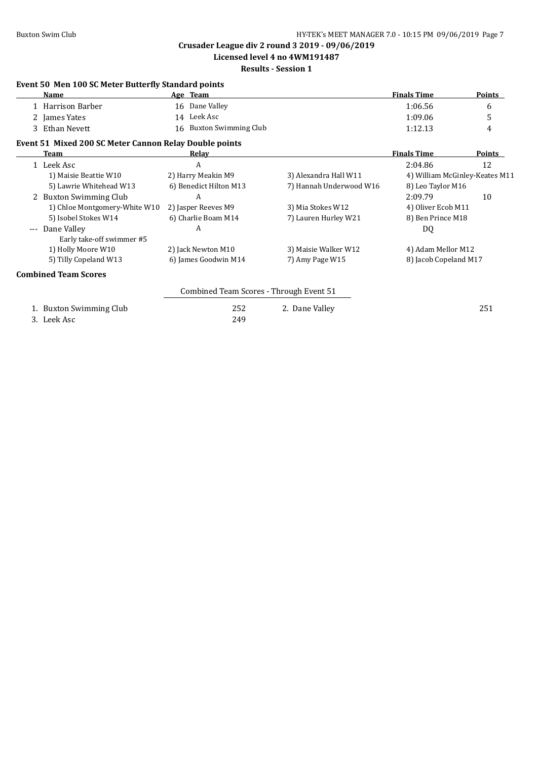# Crusader League div 2 round 3 2019 - 09/06/2019

**Licensed level 4 no 4WM191487**

**Results - Session 1**

### Event 50 Men 100 SC Meter Butterfly Standard points

| | Name | Age | Team | Finals Time | Points |
|---|---|---|---|---|---|
| 1 | Harrison Barber | 16 | Dane Valley | 1:06.56 | 6 |
| 2 | James Yates | 14 | Leek Asc | 1:09.06 | 5 |
| 3 | Ethan Nevett | 16 | Buxton Swimming Club | 1:12.13 | 4 |

### Event 51 Mixed 200 SC Meter Cannon Relay Double points

| | Team | Relay | Finals Time | Points |
|---|---|---|---|---|
| 1 | Leek Asc | A | 2:04.86 | 12 |
| 2 | Buxton Swimming Club | A | 2:09.79 | 10 |
| --- | Dane Valley | A | DQ | |

**1 Leek Asc** — 1) Maisie Beattie W10; 2) Harry Meakin M9; 3) Alexandra Hall W11; 4) William McGinley-Keates M11; 5) Lawrie Whitehead W13; 6) Benedict Hilton M13; 7) Hannah Underwood W16; 8) Leo Taylor M16

**2 Buxton Swimming Club** — 1) Chloe Montgomery-White W10; 2) Jasper Reeves M9; 3) Mia Stokes W12; 4) Oliver Ecob M11; 5) Isobel Stokes W14; 6) Charlie Boam M14; 7) Lauren Hurley W21; 8) Ben Prince M18

**--- Dane Valley** — Early take-off swimmer #5 — 1) Holly Moore W10; 2) Jack Newton M10; 3) Maisie Walker W12; 4) Adam Mellor M12; 5) Tilly Copeland W13; 6) James Goodwin M14; 7) Amy Page W15; 8) Jacob Copeland M17

### Combined Team Scores

Combined Team Scores - Through Event 51

| | Team | Score |
|---|---|---|
| 1. | Buxton Swimming Club | 252 |
| 2. | Dane Valley | 251 |
| 3. | Leek Asc | 249 |